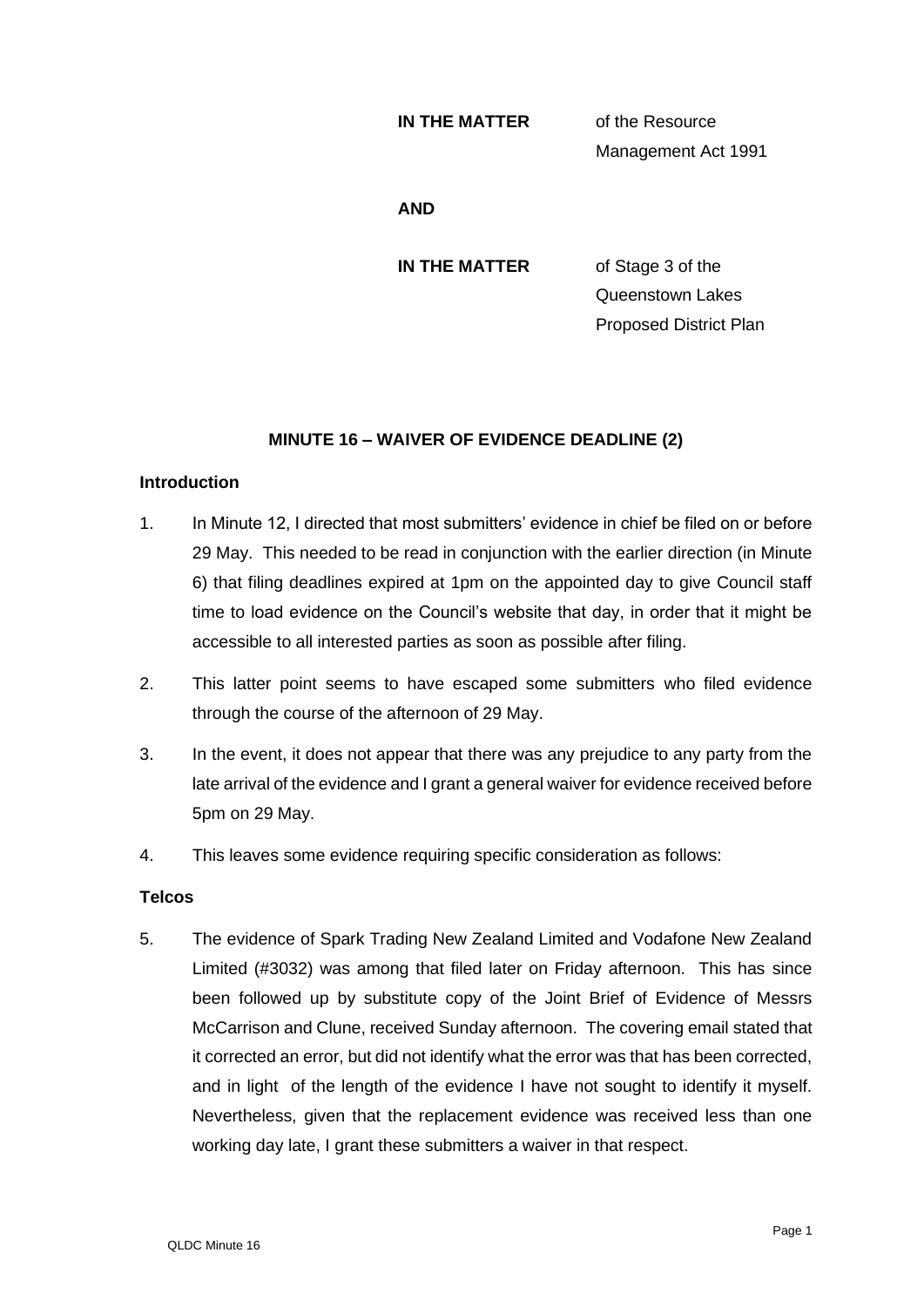**IN THE MATTER** of the Resource Management Act 1991

**AND**

**IN THE MATTER** of Stage 3 of the Queenstown Lakes Proposed District Plan

## MINUTE 16 – WAIVER OF EVIDENCE DEADLINE (2)

### Introduction

1. In Minute 12, I directed that most submitters' evidence in chief be filed on or before 29 May. This needed to be read in conjunction with the earlier direction (in Minute 6) that filing deadlines expired at 1pm on the appointed day to give Council staff time to load evidence on the Council's website that day, in order that it might be accessible to all interested parties as soon as possible after filing.

2. This latter point seems to have escaped some submitters who filed evidence through the course of the afternoon of 29 May.

3. In the event, it does not appear that there was any prejudice to any party from the late arrival of the evidence and I grant a general waiver for evidence received before 5pm on 29 May.

4. This leaves some evidence requiring specific consideration as follows:

### Telcos

5. The evidence of Spark Trading New Zealand Limited and Vodafone New Zealand Limited (#3032) was among that filed later on Friday afternoon. This has since been followed up by substitute copy of the Joint Brief of Evidence of Messrs McCarrison and Clune, received Sunday afternoon. The covering email stated that it corrected an error, but did not identify what the error was that has been corrected, and in light of the length of the evidence I have not sought to identify it myself. Nevertheless, given that the replacement evidence was received less than one working day late, I grant these submitters a waiver in that respect.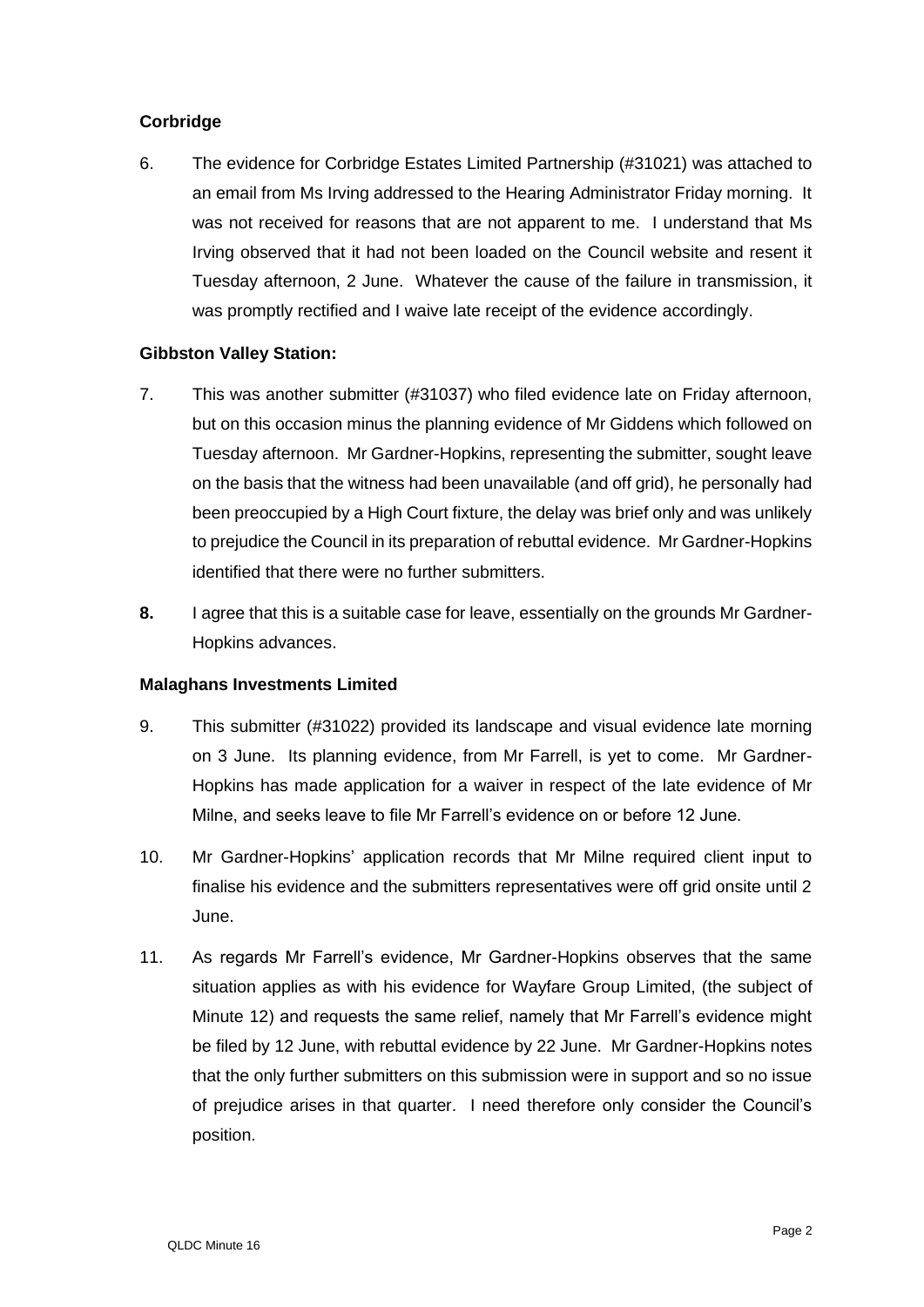**Corbridge**

6. The evidence for Corbridge Estates Limited Partnership (#31021) was attached to an email from Ms Irving addressed to the Hearing Administrator Friday morning. It was not received for reasons that are not apparent to me. I understand that Ms Irving observed that it had not been loaded on the Council website and resent it Tuesday afternoon, 2 June. Whatever the cause of the failure in transmission, it was promptly rectified and I waive late receipt of the evidence accordingly.

**Gibbston Valley Station:**

7. This was another submitter (#31037) who filed evidence late on Friday afternoon, but on this occasion minus the planning evidence of Mr Giddens which followed on Tuesday afternoon. Mr Gardner-Hopkins, representing the submitter, sought leave on the basis that the witness had been unavailable (and off grid), he personally had been preoccupied by a High Court fixture, the delay was brief only and was unlikely to prejudice the Council in its preparation of rebuttal evidence. Mr Gardner-Hopkins identified that there were no further submitters.

**8.** I agree that this is a suitable case for leave, essentially on the grounds Mr Gardner-Hopkins advances.

**Malaghans Investments Limited**

9. This submitter (#31022) provided its landscape and visual evidence late morning on 3 June. Its planning evidence, from Mr Farrell, is yet to come. Mr Gardner-Hopkins has made application for a waiver in respect of the late evidence of Mr Milne, and seeks leave to file Mr Farrell's evidence on or before 12 June.

10. Mr Gardner-Hopkins' application records that Mr Milne required client input to finalise his evidence and the submitters representatives were off grid onsite until 2 June.

11. As regards Mr Farrell's evidence, Mr Gardner-Hopkins observes that the same situation applies as with his evidence for Wayfare Group Limited, (the subject of Minute 12) and requests the same relief, namely that Mr Farrell's evidence might be filed by 12 June, with rebuttal evidence by 22 June. Mr Gardner-Hopkins notes that the only further submitters on this submission were in support and so no issue of prejudice arises in that quarter. I need therefore only consider the Council's position.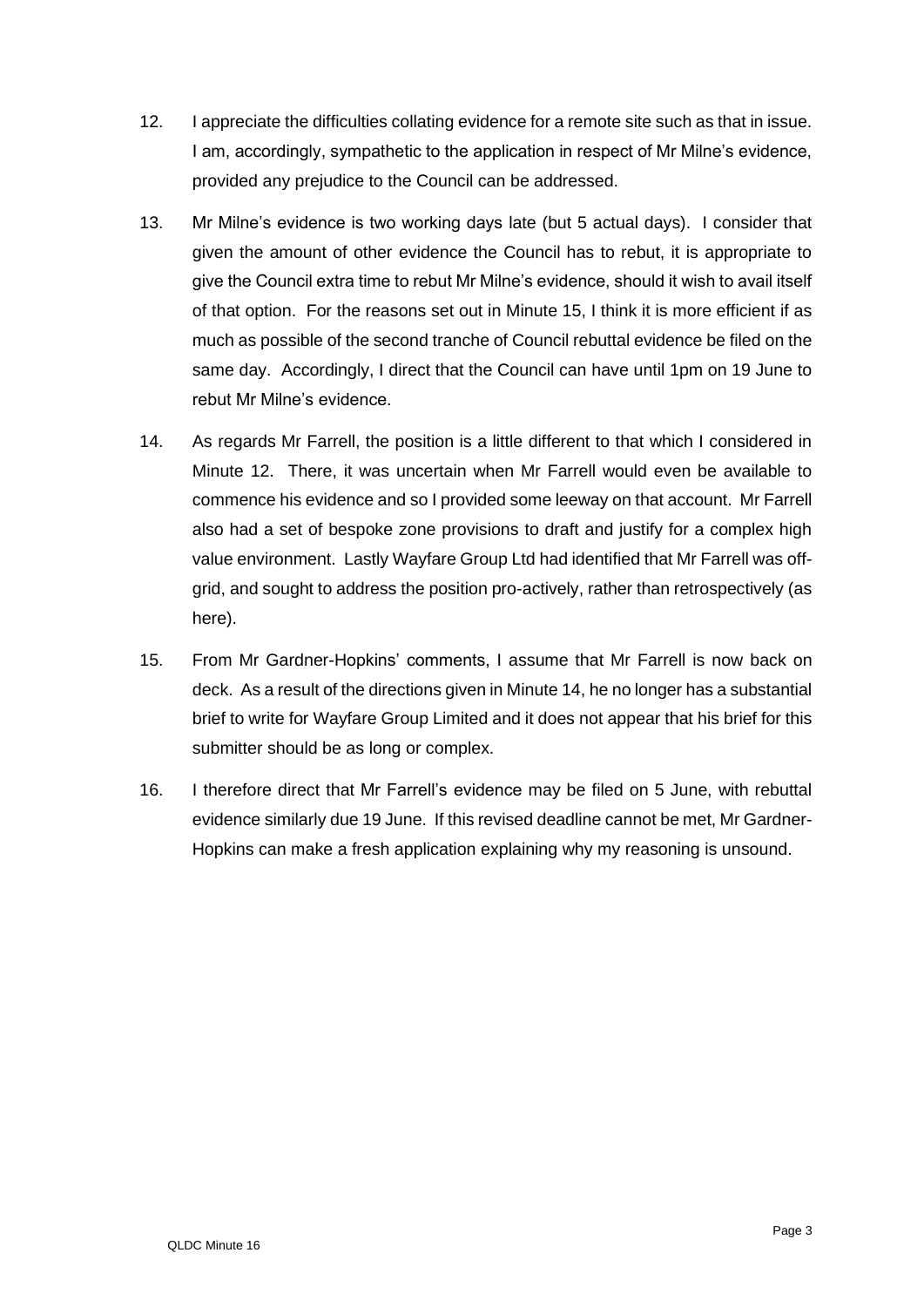12. I appreciate the difficulties collating evidence for a remote site such as that in issue. I am, accordingly, sympathetic to the application in respect of Mr Milne's evidence, provided any prejudice to the Council can be addressed.

13. Mr Milne's evidence is two working days late (but 5 actual days). I consider that given the amount of other evidence the Council has to rebut, it is appropriate to give the Council extra time to rebut Mr Milne's evidence, should it wish to avail itself of that option. For the reasons set out in Minute 15, I think it is more efficient if as much as possible of the second tranche of Council rebuttal evidence be filed on the same day. Accordingly, I direct that the Council can have until 1pm on 19 June to rebut Mr Milne's evidence.

14. As regards Mr Farrell, the position is a little different to that which I considered in Minute 12. There, it was uncertain when Mr Farrell would even be available to commence his evidence and so I provided some leeway on that account. Mr Farrell also had a set of bespoke zone provisions to draft and justify for a complex high value environment. Lastly Wayfare Group Ltd had identified that Mr Farrell was off-grid, and sought to address the position pro-actively, rather than retrospectively (as here).

15. From Mr Gardner-Hopkins' comments, I assume that Mr Farrell is now back on deck. As a result of the directions given in Minute 14, he no longer has a substantial brief to write for Wayfare Group Limited and it does not appear that his brief for this submitter should be as long or complex.

16. I therefore direct that Mr Farrell's evidence may be filed on 5 June, with rebuttal evidence similarly due 19 June. If this revised deadline cannot be met, Mr Gardner-Hopkins can make a fresh application explaining why my reasoning is unsound.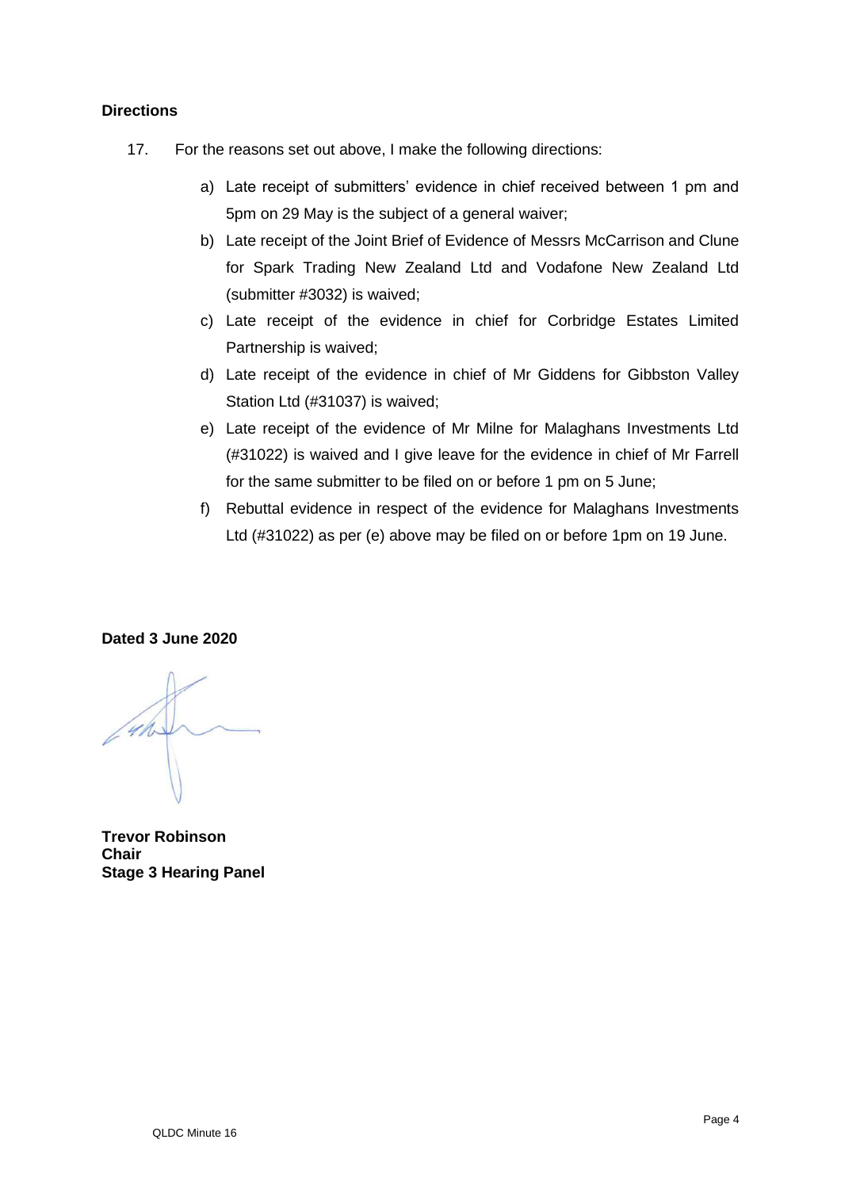**Directions**

17. For the reasons set out above, I make the following directions:

    a) Late receipt of submitters' evidence in chief received between 1 pm and 5pm on 29 May is the subject of a general waiver;

    b) Late receipt of the Joint Brief of Evidence of Messrs McCarrison and Clune for Spark Trading New Zealand Ltd and Vodafone New Zealand Ltd (submitter #3032) is waived;

    c) Late receipt of the evidence in chief for Corbridge Estates Limited Partnership is waived;

    d) Late receipt of the evidence in chief of Mr Giddens for Gibbston Valley Station Ltd (#31037) is waived;

    e) Late receipt of the evidence of Mr Milne for Malaghans Investments Ltd (#31022) is waived and I give leave for the evidence in chief of Mr Farrell for the same submitter to be filed on or before 1 pm on 5 June;

    f) Rebuttal evidence in respect of the evidence for Malaghans Investments Ltd (#31022) as per (e) above may be filed on or before 1pm on 19 June.

**Dated 3 June 2020**

**Trevor Robinson**
**Chair**
**Stage 3 Hearing Panel**